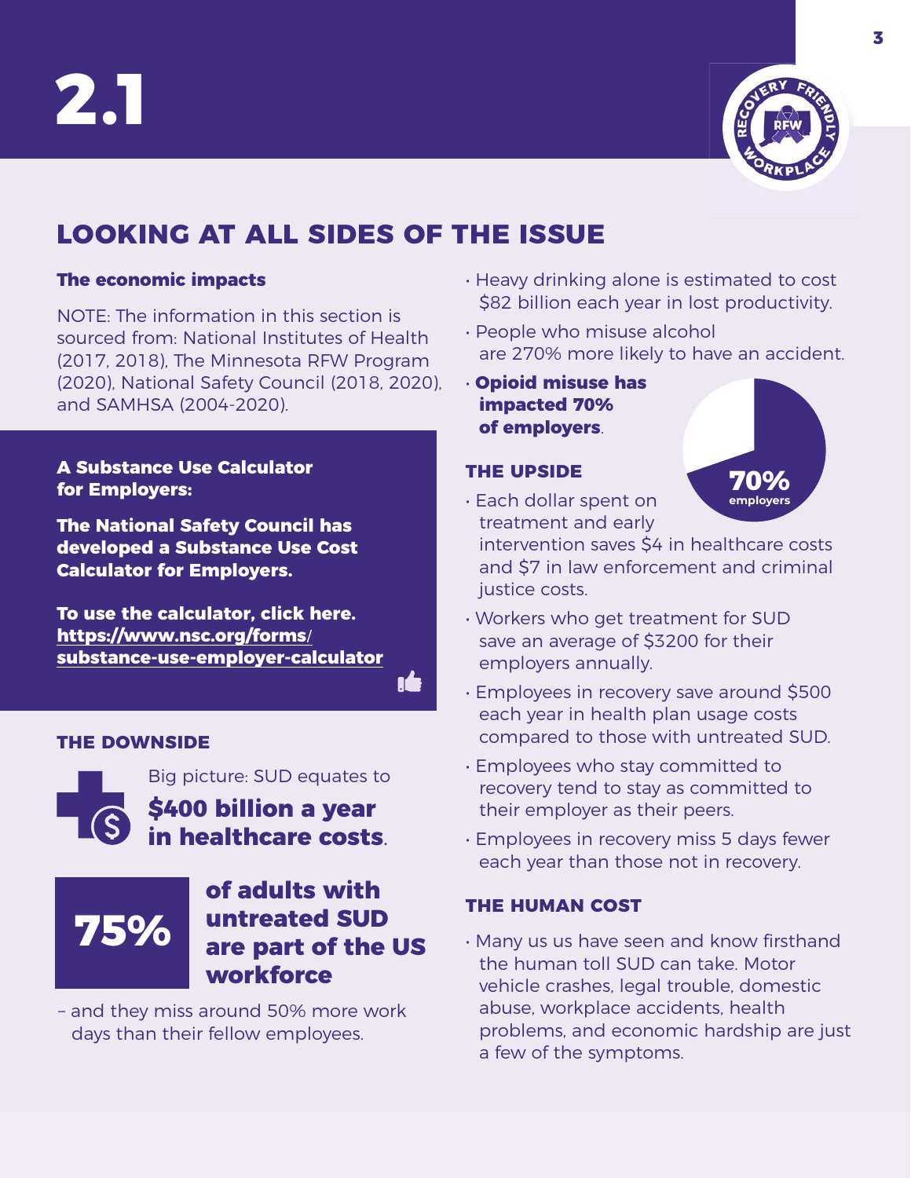# 2.1

## LOOKING AT ALL SIDES OF THE ISSUE

### The economic impacts

NOTE: The information in this section is sourced from: National Institutes of Health (2017, 2018), The Minnesota RFW Program (2020), National Safety Council (2018, 2020), and SAMHSA (2004-2020).

**A Substance Use Calculator for Employers:**

**The National Safety Council has developed a Substance Use Cost Calculator for Employers.**

**To use the calculator, click here.**
**https://www.nsc.org/forms/substance-use-employer-calculator**

### THE DOWNSIDE

Big picture: SUD equates to **$400 billion a year in healthcare costs**.

**75% of adults with untreated SUD are part of the US workforce**

– and they miss around 50% more work days than their fellow employees.

- Heavy drinking alone is estimated to cost $82 billion each year in lost productivity.
- People who misuse alcohol are 270% more likely to have an accident.
- **Opioid misuse has impacted 70% of employers**.

70% employers

### THE UPSIDE

- Each dollar spent on treatment and early intervention saves $4 in healthcare costs and $7 in law enforcement and criminal justice costs.
- Workers who get treatment for SUD save an average of $3200 for their employers annually.
- Employees in recovery save around $500 each year in health plan usage costs compared to those with untreated SUD.
- Employees who stay committed to recovery tend to stay as committed to their employer as their peers.
- Employees in recovery miss 5 days fewer each year than those not in recovery.

### THE HUMAN COST

- Many us us have seen and know firsthand the human toll SUD can take. Motor vehicle crashes, legal trouble, domestic abuse, workplace accidents, health problems, and economic hardship are just a few of the symptoms.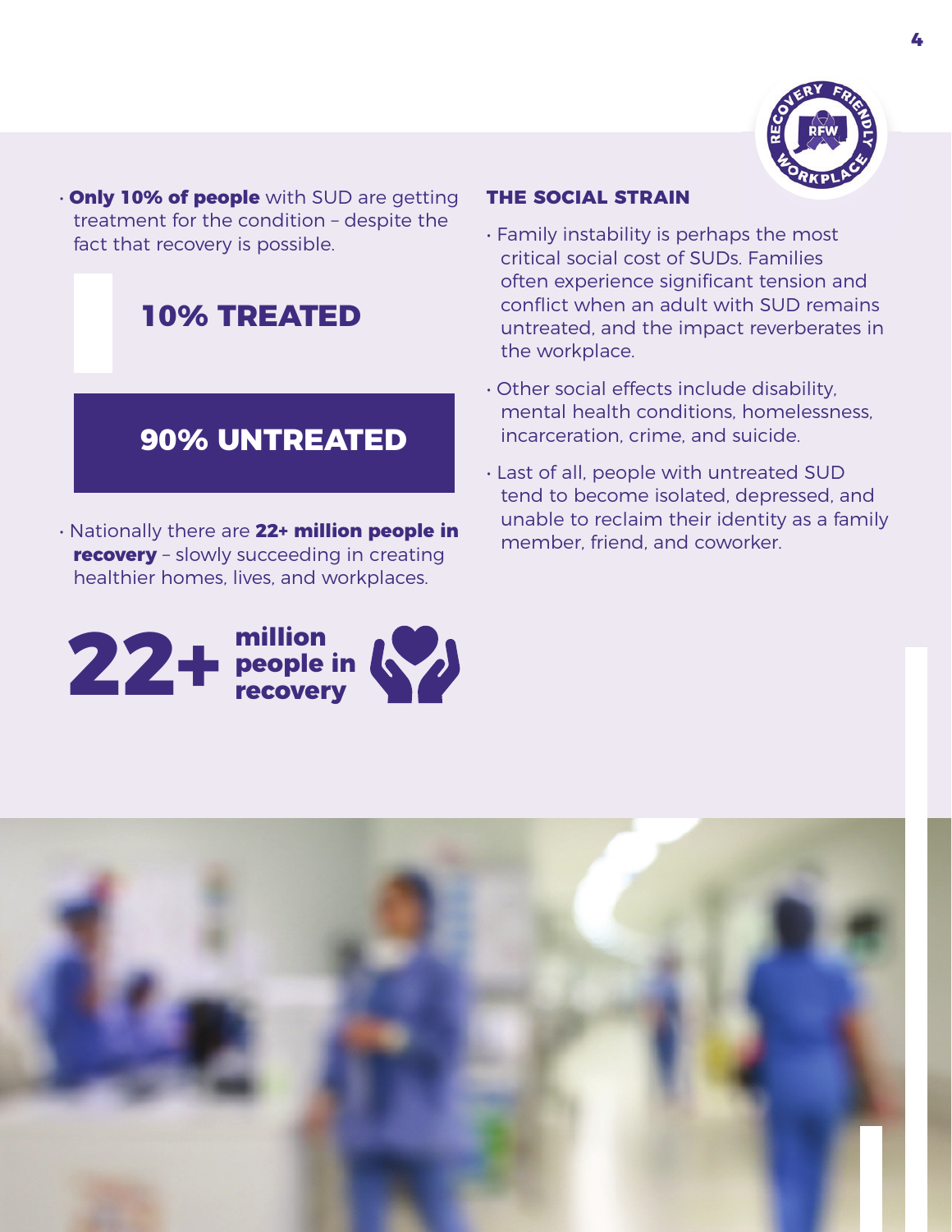- **Only 10% of people** with SUD are getting treatment for the condition – despite the fact that recovery is possible.

**10% TREATED**

**90% UNTREATED**

- Nationally there are **22+ million people in recovery** – slowly succeeding in creating healthier homes, lives, and workplaces.

**22+ million people in recovery**

### THE SOCIAL STRAIN

- Family instability is perhaps the most critical social cost of SUDs. Families often experience significant tension and conflict when an adult with SUD remains untreated, and the impact reverberates in the workplace.
- Other social effects include disability, mental health conditions, homelessness, incarceration, crime, and suicide.
- Last of all, people with untreated SUD tend to become isolated, depressed, and unable to reclaim their identity as a family member, friend, and coworker.